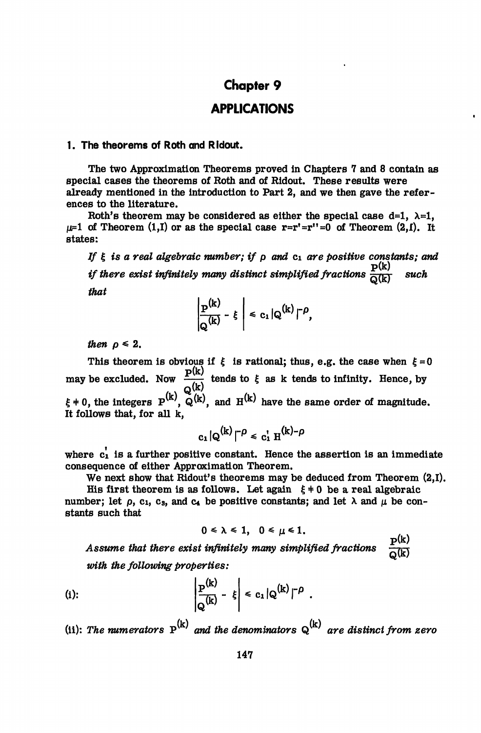# Chapter 9

# APPLICATIONS

## 1. The theorems of Roth and Ridout.

The two Approximation Theorems proved in Chapters 7 and 8 contain as special cases the theorems of Roth and of Ridout. These results were already mentioned in the introduction to Part 2, and we then gave the references to the literature.

Roth's theorem may be considered as either the special case $d=1$, $\lambda=1$, $\mu=1$ of Theorem (1,I) or as the special case $r=r'=r''=0$ of Theorem (2,I). It states:

*If $\xi$ is a real algebraic number; if $\rho$ and $c_1$ are positive constants; and if there exist infinitely many distinct simplified fractions $\frac{P^{(k)}}{Q^{(k)}}$ such that*

$$\left|\frac{P^{(k)}}{Q^{(k)}} - \xi\right| \leq c_1 |Q^{(k)}|^{-\rho},$$

*then $\rho \leq 2$.*

This theorem is obvious if $\xi$ is rational; thus, e.g. the case when $\xi = 0$ may be excluded. Now $\frac{P^{(k)}}{Q^{(k)}}$ tends to $\xi$ as $k$ tends to infinity. Hence, by $\xi \neq 0$, the integers $P^{(k)}$, $Q^{(k)}$, and $H^{(k)}$ have the same order of magnitude. It follows that, for all $k$,

$$c_1 |Q^{(k)}|^{-\rho} \leq c_1' \, H^{(k)-\rho}$$

where $c_1'$ is a further positive constant. Hence the assertion is an immediate consequence of either Approximation Theorem.

We next show that Ridout's theorems may be deduced from Theorem (2,I).

His first theorem is as follows. Let again $\xi \neq 0$ be a real algebraic number; let $\rho$, $c_1$, $c_3$, and $c_4$ be positive constants; and let $\lambda$ and $\mu$ be constants such that

$$0 \leq \lambda \leq 1, \quad 0 \leq \mu \leq 1.$$

*Assume that there exist infinitely many simplified fractions $\frac{P^{(k)}}{Q^{(k)}}$ with the following properties:*

(i):
$$\left|\frac{P^{(k)}}{Q^{(k)}} - \xi\right| \leq c_1 |Q^{(k)}|^{-\rho}.$$

(ii): *The numerators $P^{(k)}$ and the denominators $Q^{(k)}$ are distinct from zero*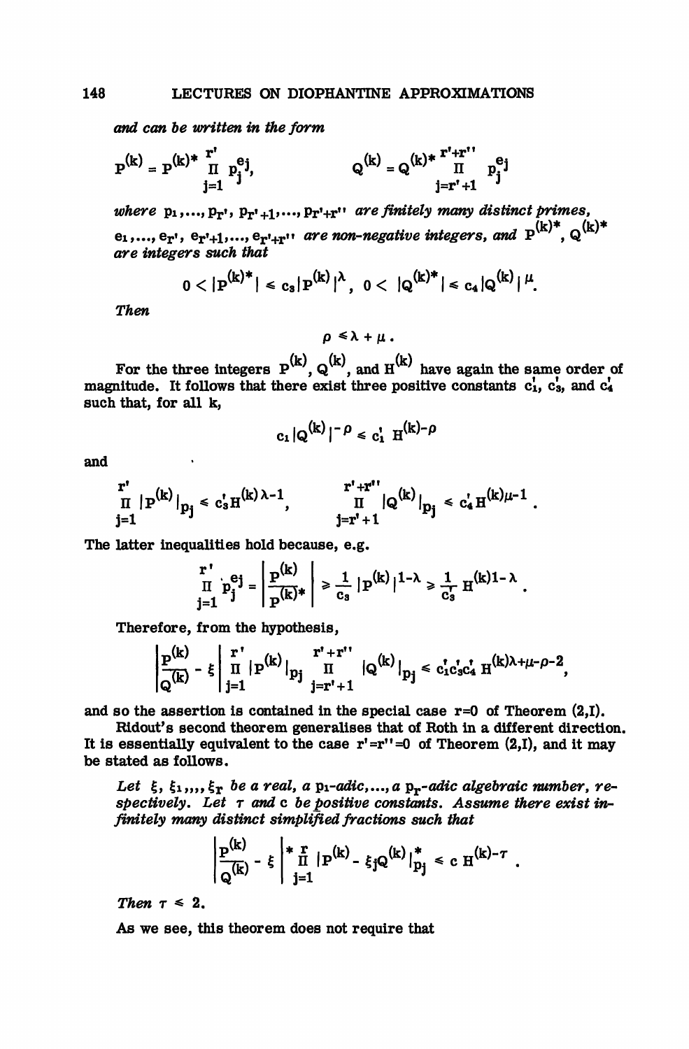*and can be written in the form*

$$P^{(k)} = P^{(k)*} \prod_{j=1}^{r'} p_j^{e_j}, \qquad Q^{(k)} = Q^{(k)*} \prod_{j=r'+1}^{r'+r''} p_j^{e_j}$$

*where* $p_1, \ldots, p_{r'}, p_{r'+1}, \ldots, p_{r'+r''}$ *are finitely many distinct primes,* $e_1, \ldots, e_{r'}, e_{r'+1}, \ldots, e_{r'+r''}$ *are non-negative integers, and* $P^{(k)*}$, $Q^{(k)*}$ *are integers such that*

$$0 < |P^{(k)*}| \leq c_3 |P^{(k)}|^{\lambda}, \quad 0 < |Q^{(k)*}| \leq c_4 |Q^{(k)}|^{\mu}.$$

*Then*

$$\rho \leq \lambda + \mu .$$

For the three integers $P^{(k)}$, $Q^{(k)}$, and $H^{(k)}$ have again the same order of magnitude. It follows that there exist three positive constants $c_1'$, $c_3'$, and $c_4'$ such that, for all k,

$$c_1 |Q^{(k)}|^{-\rho} \leq c_1' \, H^{(k)-\rho}$$

and

$$\prod_{j=1}^{r'} |P^{(k)}|_{p_j} \leq c_3' H^{(k)\lambda - 1}, \qquad \prod_{j=r'+1}^{r'+r''} |Q^{(k)}|_{p_j} \leq c_4' H^{(k)\mu - 1} .$$

The latter inequalities hold because, e.g.

$$\prod_{j=1}^{r'} p_j^{e_j} = \left| \frac{P^{(k)}}{P^{(k)*}} \right| \geq \frac{1}{c_3} |P^{(k)}|^{1-\lambda} \geq \frac{1}{c_3'} H^{(k)1-\lambda} .$$

Therefore, from the hypothesis,

$$\left| \frac{P^{(k)}}{Q^{(k)}} - \xi \right| \prod_{j=1}^{r'} |P^{(k)}|_{p_j} \prod_{j=r'+1}^{r'+r''} |Q^{(k)}|_{p_j} \leq c_1' c_3' c_4' \, H^{(k)\lambda+\mu-\rho-2},$$

and so the assertion is contained in the special case r=0 of Theorem (2,I).

Ridout's second theorem generalises that of Roth in a different direction. It is essentially equivalent to the case $r'=r''=0$ of Theorem (2,I), and it may be stated as follows.

*Let* $\xi, \xi_1, \ldots, \xi_r$ *be a real, a* $p_1$*-adic,..., a* $p_r$*-adic algebraic number, respectively. Let* $\tau$ *and* c *be positive constants. Assume there exist infinitely many distinct simplified fractions such that*

$$\left| \frac{P^{(k)}}{Q^{(k)}} - \xi \right|^{*} \prod_{j=1}^{r} |P^{(k)} - \xi_j Q^{(k)}|_{p_j}^{*} \leq c \, H^{(k)-\tau} .$$

*Then* $\tau \leq 2$.

As we see, this theorem does not require that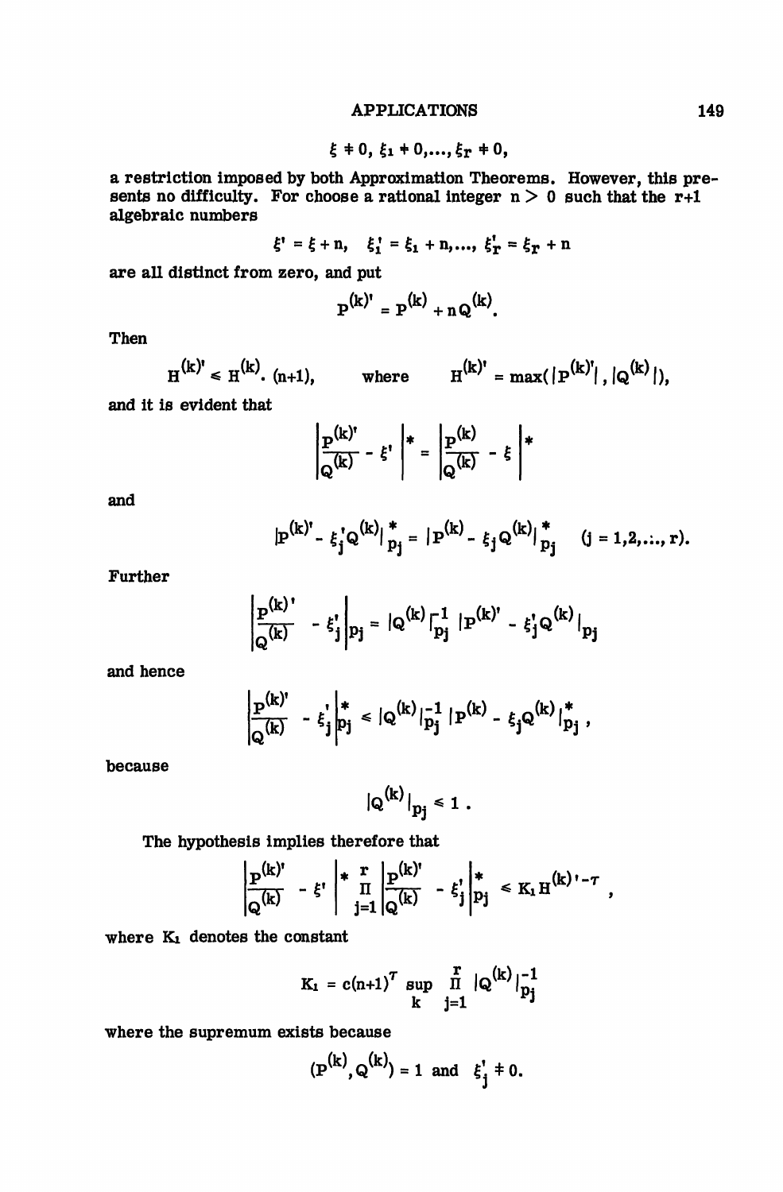$$\xi \neq 0,\ \xi_1 \neq 0, \ldots, \xi_r \neq 0,$$

a restriction imposed by both Approximation Theorems. However, this presents no difficulty. For choose a rational integer $n > 0$ such that the $r+1$ algebraic numbers

$$\xi' = \xi + n,\quad \xi_1' = \xi_1 + n, \ldots, \xi_r' = \xi_r + n$$

are all distinct from zero, and put

$$P^{(k)'} = P^{(k)} + nQ^{(k)}.$$

Then

$$H^{(k)'} \leqslant H^{(k)}.\ (n+1), \qquad \text{where} \qquad H^{(k)'} = \max(|P^{(k)'}|, |Q^{(k)}|),$$

and it is evident that

$$\left|\frac{P^{(k)'}}{Q^{(k)}} - \xi'\right|^* = \left|\frac{P^{(k)}}{Q^{(k)}} - \xi\right|^*$$

and

$$|P^{(k)'} - \xi_j' Q^{(k)}|_{p_j}^* = |P^{(k)} - \xi_j Q^{(k)}|_{p_j}^* \quad (j = 1, 2, \ldots, r).$$

Further

$$\left|\frac{P^{(k)'}}{Q^{(k)}} - \xi_j'\right|_{p_j} = |Q^{(k)}|_{p_j}^{-1} |P^{(k)'} - \xi_j' Q^{(k)}|_{p_j}$$

and hence

$$\left|\frac{P^{(k)'}}{Q^{(k)}} - \xi_j'\right|_{p_j}^* \leqslant |Q^{(k)}|_{p_j}^{-1} |P^{(k)} - \xi_j Q^{(k)}|_{p_j}^*,$$

because

$$|Q^{(k)}|_{p_j} \leqslant 1.$$

The hypothesis implies therefore that

$$\left|\frac{P^{(k)'}}{Q^{(k)}} - \xi'\right|^* \prod_{j=1}^{r} \left|\frac{P^{(k)'}}{Q^{(k)}} - \xi_j'\right|_{p_j}^* \leqslant K_1 H^{(k)'-\tau},$$

where $K_1$ denotes the constant

$$K_1 = c(n+1)^{\tau} \sup_k \prod_{j=1}^{r} |Q^{(k)}|_{p_j}^{-1}$$

where the supremum exists because

$$(P^{(k)}, Q^{(k)}) = 1 \text{ and } \xi_j' \neq 0.$$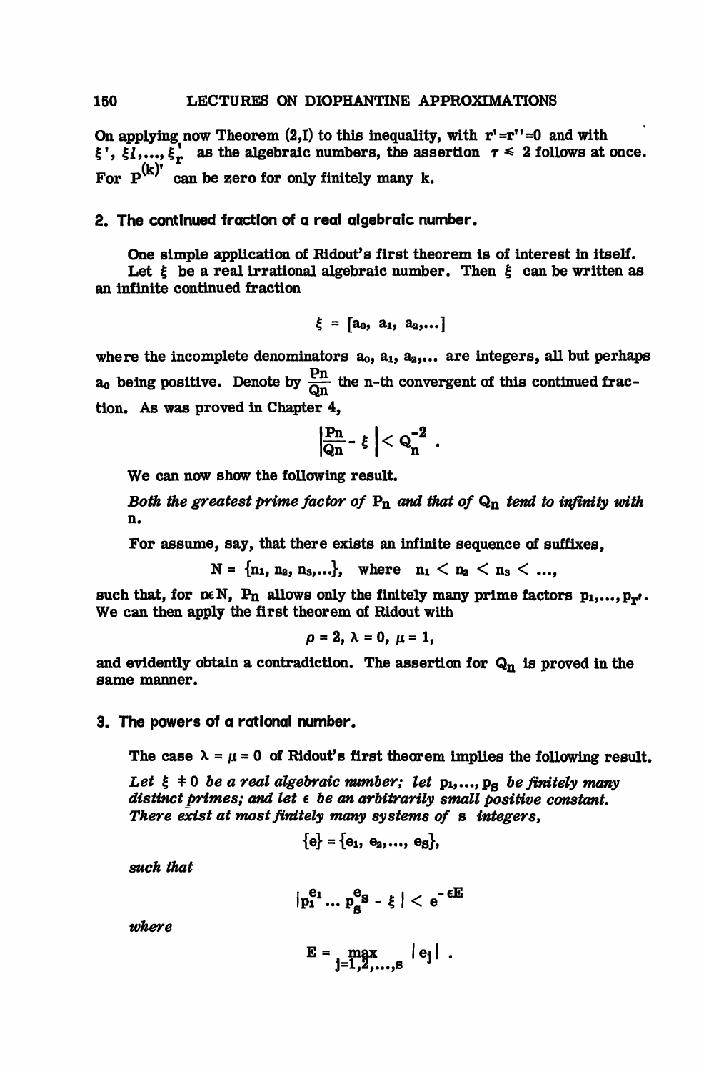On applying now Theorem (2,I) to this inequality, with $r' = r'' = 0$ and with $\xi', \xi_1', \ldots, \xi_r'$ as the algebraic numbers, the assertion $\tau \leq 2$ follows at once. For $P^{(k)'}$ can be zero for only finitely many k.

## 2. The continued fraction of a real algebraic number.

One simple application of Ridout's first theorem is of interest in itself.

Let $\xi$ be a real irrational algebraic number. Then $\xi$ can be written as an infinite continued fraction

$$\xi = [a_0, a_1, a_2, \ldots]$$

where the incomplete denominators $a_0, a_1, a_2, \ldots$ are integers, all but perhaps $a_0$ being positive. Denote by $\frac{P_n}{Q_n}$ the n-th convergent of this continued fraction. As was proved in Chapter 4,

$$\left|\frac{P_n}{Q_n} - \xi\right| < Q_n^{-2} .$$

We can now show the following result.

*Both the greatest prime factor of $P_n$ and that of $Q_n$ tend to infinity with n.*

For assume, say, that there exists an infinite sequence of suffixes,

$$N = \{n_1, n_2, n_3, \ldots\}, \quad \text{where} \quad n_1 < n_2 < n_3 < \ldots,$$

such that, for $n \in N$, $P_n$ allows only the finitely many prime factors $p_1, \ldots, p_{r'}$. We can then apply the first theorem of Ridout with

$$\rho = 2, \lambda = 0, \mu = 1,$$

and evidently obtain a contradiction. The assertion for $Q_n$ is proved in the same manner.

## 3. The powers of a rational number.

The case $\lambda = \mu = 0$ of Ridout's first theorem implies the following result.

*Let $\xi \neq 0$ be a real algebraic number; let $p_1, \ldots, p_s$ be finitely many distinct primes; and let $\epsilon$ be an arbitrarily small positive constant. There exist at most finitely many systems of s integers,*

$$\{e\} = \{e_1, e_2, \ldots, e_s\},$$

*such that*

$$|p_1^{e_1} \ldots p_s^{e_s} - \xi| < e^{-\epsilon E}$$

*where*

$$E = \max_{j=1,2,\ldots,s} |e_j| .$$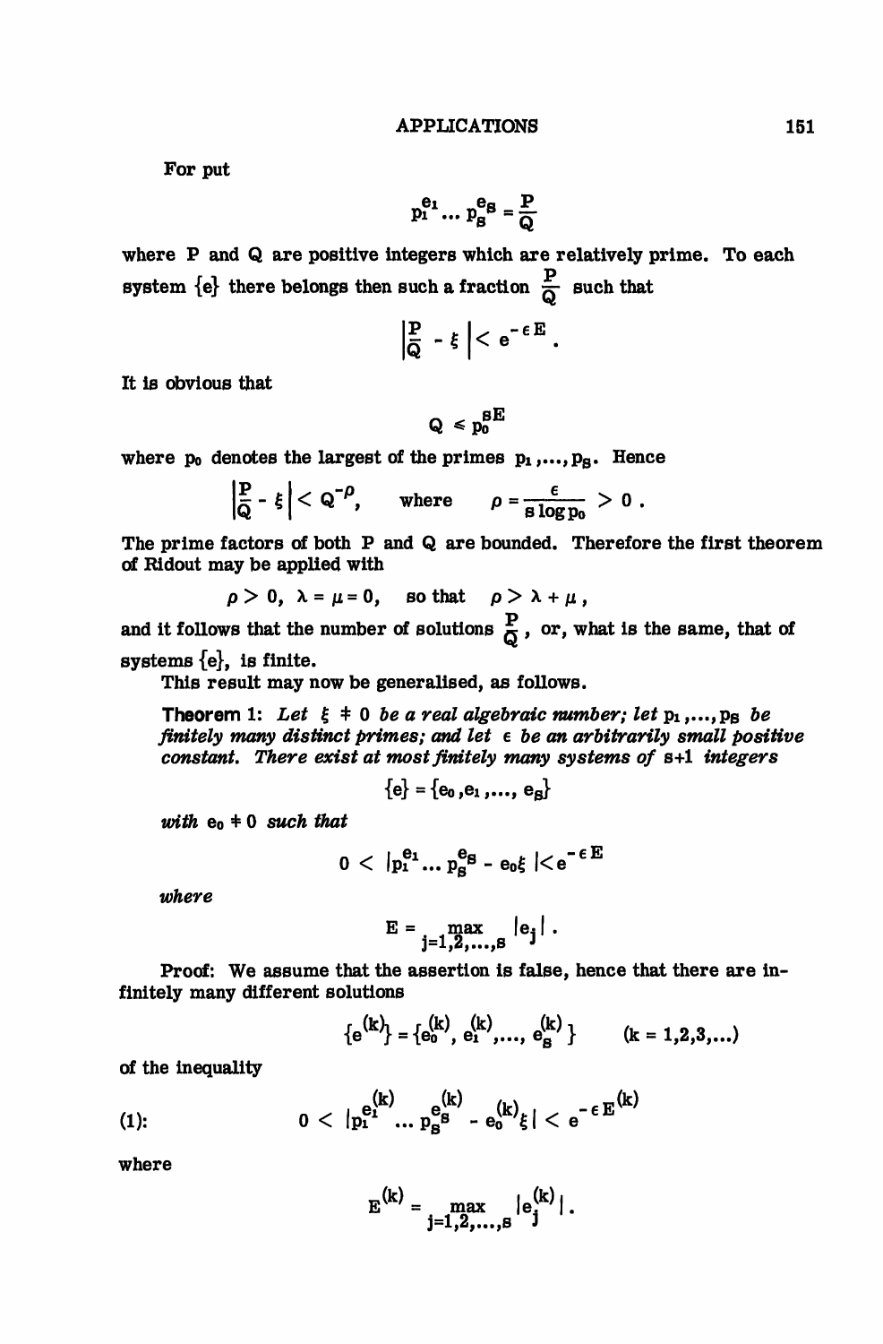For put

$$p_1^{e_1} \dots p_s^{e_s} = \frac{P}{Q}$$

where P and Q are positive integers which are relatively prime. To each system $\{e\}$ there belongs then such a fraction $\frac{P}{Q}$ such that

$$\left|\frac{P}{Q} - \xi\right| < e^{-\epsilon E}.$$

It is obvious that

$$Q \leq p_0^{sE}$$

where $p_0$ denotes the largest of the primes $p_1, \dots, p_s$. Hence

$$\left|\frac{P}{Q} - \xi\right| < Q^{-\rho}, \qquad \text{where} \qquad \rho = \frac{\epsilon}{s \log p_0} > 0 .$$

The prime factors of both P and Q are bounded. Therefore the first theorem of Ridout may be applied with

$$\rho > 0, \ \lambda = \mu = 0, \quad \text{so that} \quad \rho > \lambda + \mu ,$$

and it follows that the number of solutions $\frac{P}{Q}$, or, what is the same, that of systems $\{e\}$, is finite.

This result may now be generalised, as follows.

**Theorem 1:** *Let $\xi \neq 0$ be a real algebraic number; let $p_1, \dots, p_s$ be finitely many distinct primes; and let $\epsilon$ be an arbitrarily small positive constant. There exist at most finitely many systems of $s+1$ integers*

$$\{e\} = \{e_0, e_1, \dots, e_s\}$$

*with $e_0 \neq 0$ such that*

$$0 < |p_1^{e_1} \dots p_s^{e_s} - e_0\xi| < e^{-\epsilon E}$$

*where*

$$E = \max_{j=1,2,\dots,s} |e_j| .$$

Proof: We assume that the assertion is false, hence that there are infinitely many different solutions

$$\{e^{(k)}\} = \{e_0^{(k)}, e_1^{(k)}, \dots, e_s^{(k)}\} \qquad (k = 1,2,3,\dots)$$

of the inequality

$$(1): \qquad 0 < |p_1^{e_1^{(k)}} \dots p_s^{e_s^{(k)}} - e_0^{(k)}\xi| < e^{-\epsilon E^{(k)}}$$

where

$$E^{(k)} = \max_{j=1,2,\dots,s} |e_j^{(k)}| .$$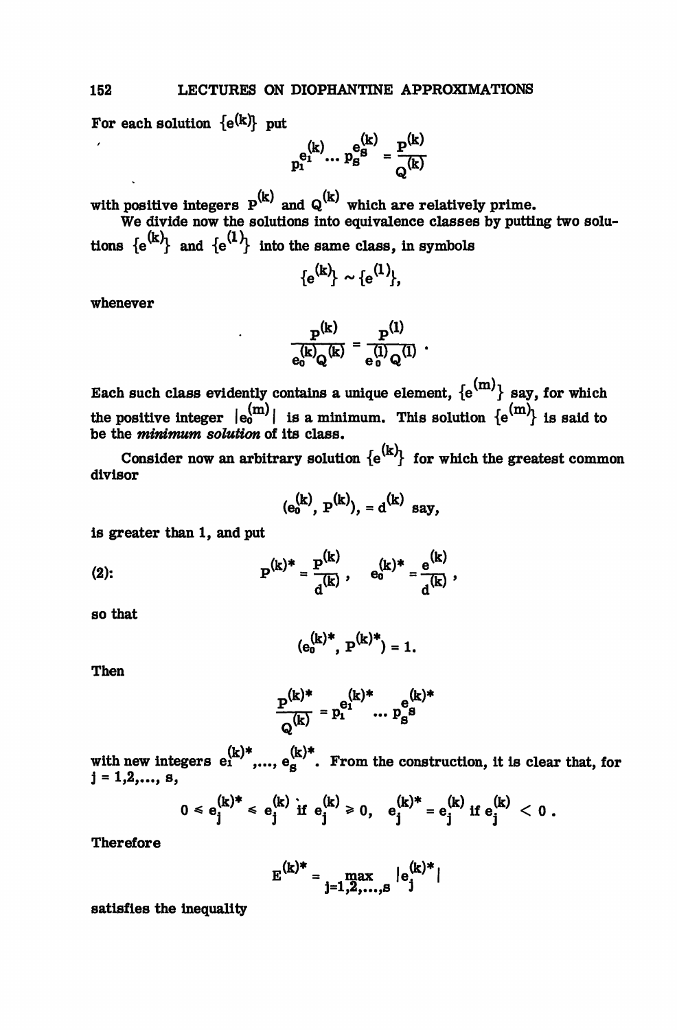For each solution $\{e^{(k)}\}$ put

$$p_1^{e_1^{(k)}} \dots p_s^{e_s^{(k)}} = \frac{P^{(k)}}{Q^{(k)}}$$

with positive integers $P^{(k)}$ and $Q^{(k)}$ which are relatively prime.

We divide now the solutions into equivalence classes by putting two solutions $\{e^{(k)}\}$ and $\{e^{(l)}\}$ into the same class, in symbols

$$\{e^{(k)}\} \sim \{e^{(l)}\},$$

whenever

$$\frac{P^{(k)}}{e_0^{(k)} Q^{(k)}} = \frac{P^{(l)}}{e_0^{(l)} Q^{(l)}} .$$

Each such class evidently contains a unique element, $\{e^{(m)}\}$ say, for which the positive integer $|e_0^{(m)}|$ is a minimum. This solution $\{e^{(m)}\}$ is said to be the *minimum solution* of its class.

Consider now an arbitrary solution $\{e^{(k)}\}$ for which the greatest common divisor

$$(e_0^{(k)}, P^{(k)}), = d^{(k)} \text{ say},$$

is greater than 1, and put

$$(2): \qquad P^{(k)*} = \frac{P^{(k)}}{d^{(k)}}, \quad e_0^{(k)*} = \frac{e^{(k)}}{d^{(k)}},$$

so that

$$(e_0^{(k)*}, P^{(k)*}) = 1.$$

Then

$$\frac{P^{(k)*}}{Q^{(k)}} = p_1^{e_1^{(k)*}} \dots p_s^{e_s^{(k)*}}$$

with new integers $e_1^{(k)*}, \dots, e_s^{(k)*}$. From the construction, it is clear that, for $j = 1, 2, \dots, s$,

$$0 \leqslant e_j^{(k)*} \leqslant e_j^{(k)} \text{ if } e_j^{(k)} \geqslant 0, \quad e_j^{(k)*} = e_j^{(k)} \text{ if } e_j^{(k)} < 0 .$$

Therefore

$$E^{(k)*} = \max_{j=1,2,\dots,s} |e_j^{(k)*}|$$

satisfies the inequality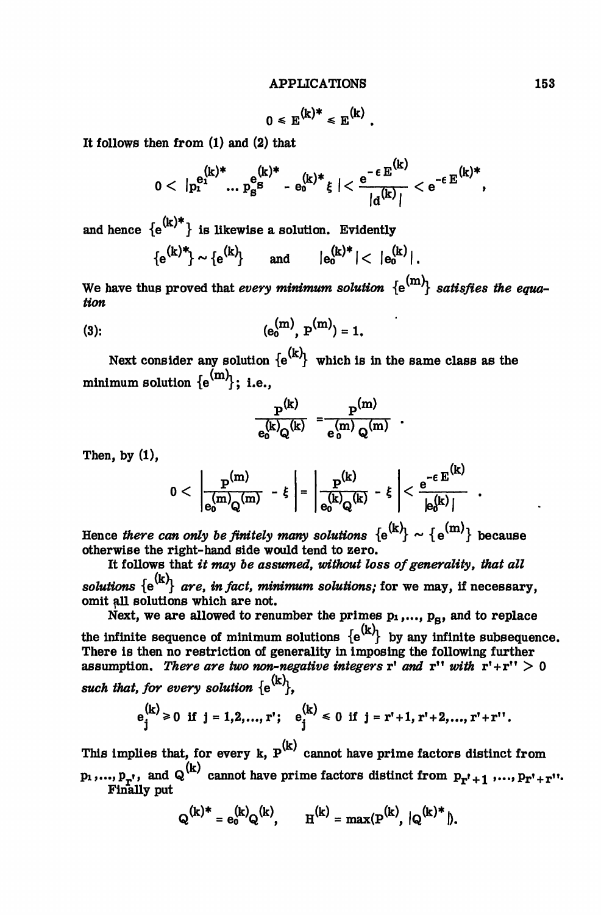$$0 \leqslant E^{(k)*} \leqslant E^{(k)} .$$

It follows then from (1) and (2) that

$$0 < |p_1^{e_1^{(k)*}} \dots p_s^{e_s^{(k)*}} - e_0^{(k)*} \xi | < \frac{e^{-\epsilon E^{(k)}}}{|d^{(k)}|} < e^{-\epsilon E^{(k)*}},$$

and hence $\{e^{(k)*}\}$ is likewise a solution. Evidently

$$\{e^{(k)*}\} \sim \{e^{(k)}\} \qquad \text{and} \qquad |e_0^{(k)*}| < |e_0^{(k)}| .$$

We have thus proved that *every minimum solution* $\{e^{(m)}\}$ *satisfies the equation*

$$(3): \qquad (e_0^{(m)}, P^{(m)}) = 1.$$

Next consider any solution $\{e^{(k)}\}$ which is in the same class as the minimum solution $\{e^{(m)}\}$; i.e.,

$$\frac{P^{(k)}}{e_0^{(k)} Q^{(k)}} = \frac{P^{(m)}}{e_0^{(m)} Q^{(m)}} .$$

Then, by (1),

$$0 < \left| \frac{P^{(m)}}{e_0^{(m)} Q^{(m)}} - \xi \right| = \left| \frac{P^{(k)}}{e_0^{(k)} Q^{(k)}} - \xi \right| < \frac{e^{-\epsilon E^{(k)}}}{|e_0^{(k)}|} .$$

Hence *there can only be finitely many solutions* $\{e^{(k)}\} \sim \{e^{(m)}\}$ because otherwise the right-hand side would tend to zero.

It follows that *it may be assumed, without loss of generality, that all solutions* $\{e^{(k)}\}$ *are, in fact, minimum solutions;* for we may, if necessary, omit all solutions which are not.

Next, we are allowed to renumber the primes $p_1, \dots, p_s$, and to replace the infinite sequence of minimum solutions $\{e^{(k)}\}$ by any infinite subsequence. There is then no restriction of generality in imposing the following further assumption. *There are two non-negative integers* $r'$ *and* $r''$ *with* $r' + r'' > 0$ *such that, for every solution* $\{e^{(k)}\}$,

$$e_j^{(k)} \geqslant 0 \ \text{ if } j = 1, 2, \dots, r'; \quad e_j^{(k)} \leqslant 0 \ \text{ if } j = r'+1, r'+2, \dots, r'+r''.$$

This implies that, for every $k$, $P^{(k)}$ cannot have prime factors distinct from $p_1, \dots, p_{r'}$, and $Q^{(k)}$ cannot have prime factors distinct from $p_{r'+1}, \dots, p_{r'+r''}$.

Finally put

$$Q^{(k)*} = e_0^{(k)} Q^{(k)}, \qquad H^{(k)} = \max(P^{(k)}, |Q^{(k)*}|).$$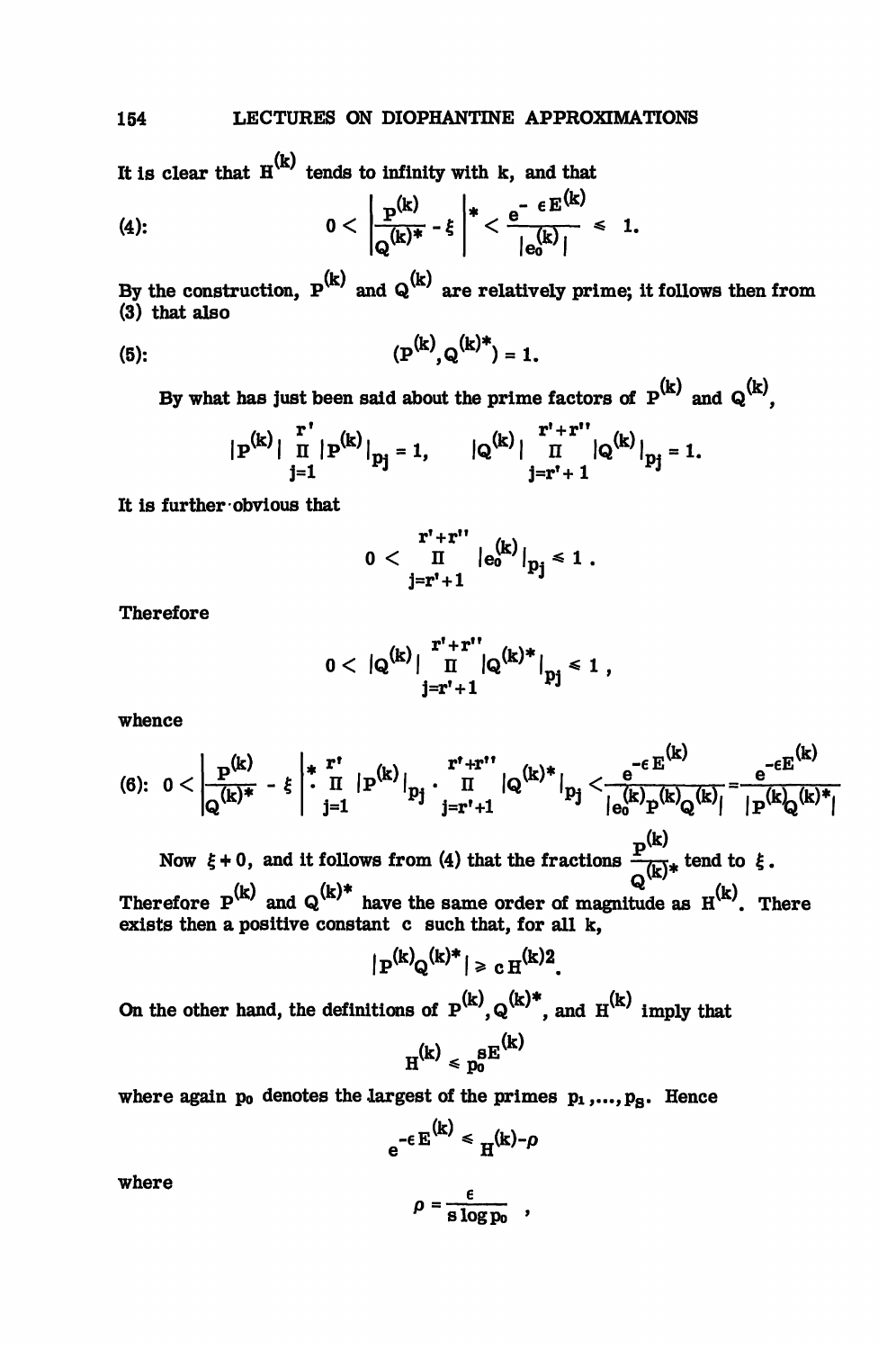It is clear that $H^{(k)}$ tends to infinity with k, and that

$$(4): \qquad 0 < \left| \frac{P^{(k)}}{Q^{(k)*}} - \xi \right|^{*} < \frac{e^{-\epsilon E^{(k)}}}{|e_0^{(k)}|} \leqslant 1.$$

By the construction, $P^{(k)}$ and $Q^{(k)}$ are relatively prime; it follows then from (3) that also

$$(5): \qquad (P^{(k)}, Q^{(k)*}) = 1.$$

By what has just been said about the prime factors of $P^{(k)}$ and $Q^{(k)}$,

$$|P^{(k)}| \prod_{j=1}^{r'} |P^{(k)}|_{p_j} = 1, \qquad |Q^{(k)}| \prod_{j=r'+1}^{r'+r''} |Q^{(k)}|_{p_j} = 1.$$

It is further obvious that

$$0 < \prod_{j=r'+1}^{r'+r''} |e_0^{(k)}|_{p_j} \leqslant 1 .$$

Therefore

$$0 < |Q^{(k)}| \prod_{j=r'+1}^{r'+r''} |Q^{(k)*}|_{p_j} \leqslant 1 ,$$

whence

$$(6): \; 0 < \left| \frac{P^{(k)}}{Q^{(k)*}} - \xi \right|^{*} \cdot \prod_{j=1}^{r'} |P^{(k)}|_{p_j} \cdot \prod_{j=r'+1}^{r'+r''} |Q^{(k)*}|_{p_j} < \frac{e^{-\epsilon E^{(k)}}}{|e_0^{(k)} P^{(k)} Q^{(k)}|} = \frac{e^{-\epsilon E^{(k)}}}{|P^{(k)} Q^{(k)*}|}$$

Now $\xi \neq 0$, and it follows from (4) that the fractions $\frac{P^{(k)}}{Q^{(k)*}}$ tend to $\xi$. Therefore $P^{(k)}$ and $Q^{(k)*}$ have the same order of magnitude as $H^{(k)}$. There exists then a positive constant c such that, for all k,

$$|P^{(k)} Q^{(k)*}| \geqslant c\, H^{(k)2}.$$

On the other hand, the definitions of $P^{(k)}, Q^{(k)*}$, and $H^{(k)}$ imply that

$$H^{(k)} \leqslant p_0^{sE^{(k)}}$$

where again $p_0$ denotes the largest of the primes $p_1, \ldots, p_s$. Hence

$$e^{-\epsilon E^{(k)}} \leqslant H^{(k)-\rho}$$

where

$$\rho = \frac{\epsilon}{s \log p_0} \quad ,$$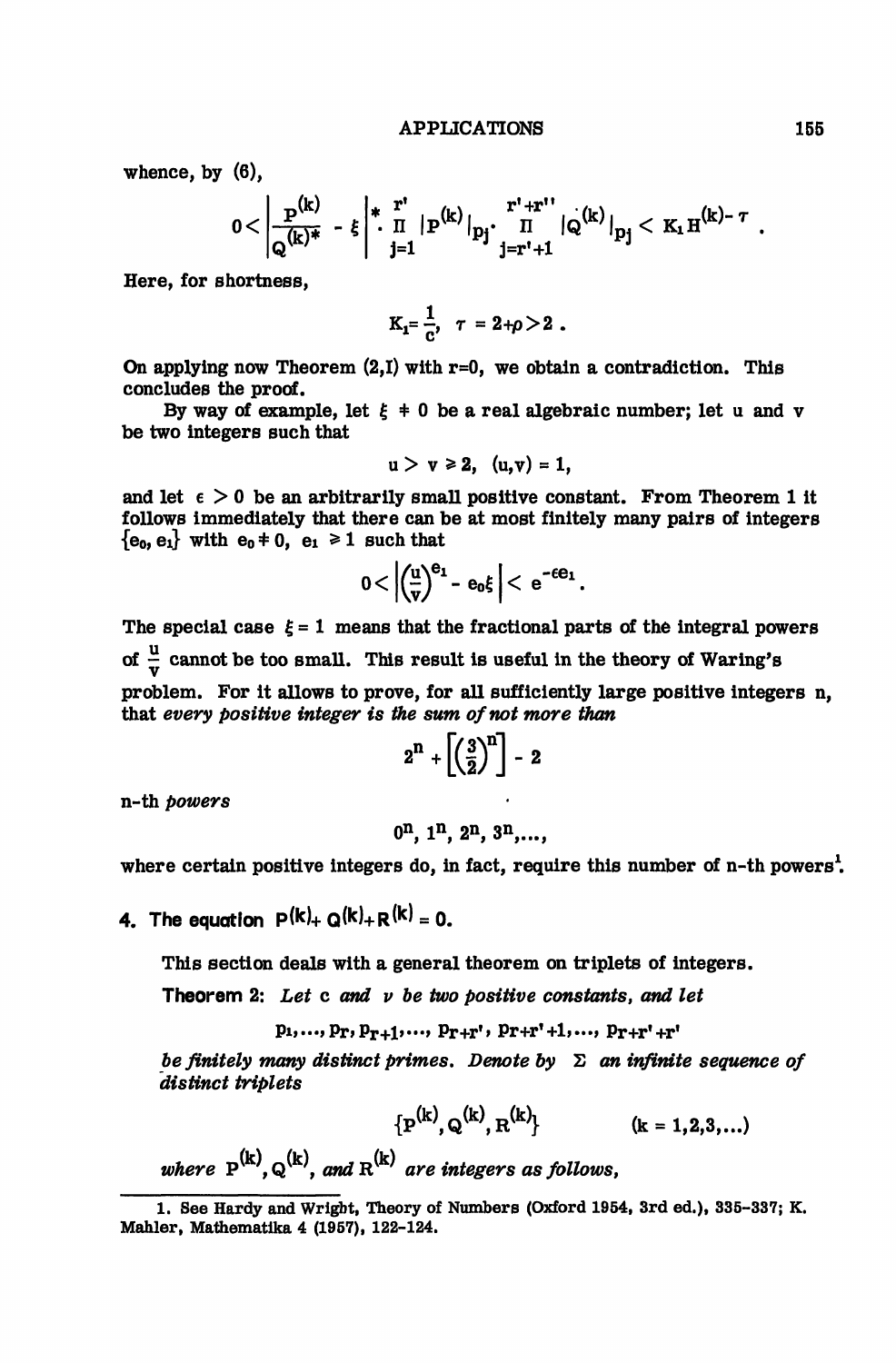whence, by (6),

$$0 < \left| \frac{P^{(k)}}{Q^{(k)*}} - \xi \right|^{*} \cdot \prod_{j=1}^{r'} |P^{(k)}|_{p_j} \cdot \prod_{j=r'+1}^{r'+r''} |Q^{(k)}|_{p_j} < K_1 H^{(k)-\tau} .$$

Here, for shortness,

$$K_1 = \frac{1}{c'}, \quad \tau = 2+\rho > 2 .$$

On applying now Theorem (2,I) with r=0, we obtain a contradiction. This concludes the proof.

By way of example, let $\xi \neq 0$ be a real algebraic number; let u and v be two integers such that

$$u > v \geq 2, \quad (u,v) = 1,$$

and let $\epsilon > 0$ be an arbitrarily small positive constant. From Theorem 1 it follows immediately that there can be at most finitely many pairs of integers $\{e_0, e_1\}$ with $e_0 \neq 0$, $e_1 \geq 1$ such that

$$0 < \left| \left(\frac{u}{v}\right)^{e_1} - e_0 \xi \right| < e^{-\epsilon e_1}.$$

The special case $\xi = 1$ means that the fractional parts of the integral powers of $\frac{u}{v}$ cannot be too small. This result is useful in the theory of Waring's problem. For it allows to prove, for all sufficiently large positive integers n, that *every positive integer is the sum of not more than*

$$2^n + \left[\left(\frac{3}{2}\right)^n\right] - 2$$

*n-th powers*

$$0^n, 1^n, 2^n, 3^n, \ldots,$$

where certain positive integers do, in fact, require this number of n-th powers[1].

## 4. The equation $P^{(k)} + Q^{(k)} + R^{(k)} = 0$.

This section deals with a general theorem on triplets of integers.

**Theorem 2:** *Let c and ν be two positive constants, and let*

$$p_1, \ldots, p_r, p_{r+1}, \ldots, p_{r+r'}, p_{r+r'+1}, \ldots, p_{r+r'+r'}$$

*be finitely many distinct primes. Denote by Σ an infinite sequence of distinct triplets*

$$\{P^{(k)}, Q^{(k)}, R^{(k)}\} \qquad (k = 1,2,3,\ldots)$$

*where $P^{(k)}$, $Q^{(k)}$, and $R^{(k)}$ are integers as follows,*

---

1. See Hardy and Wright, Theory of Numbers (Oxford 1954, 3rd ed.), 335-337; K. Mahler, Mathematika 4 (1957), 122-124.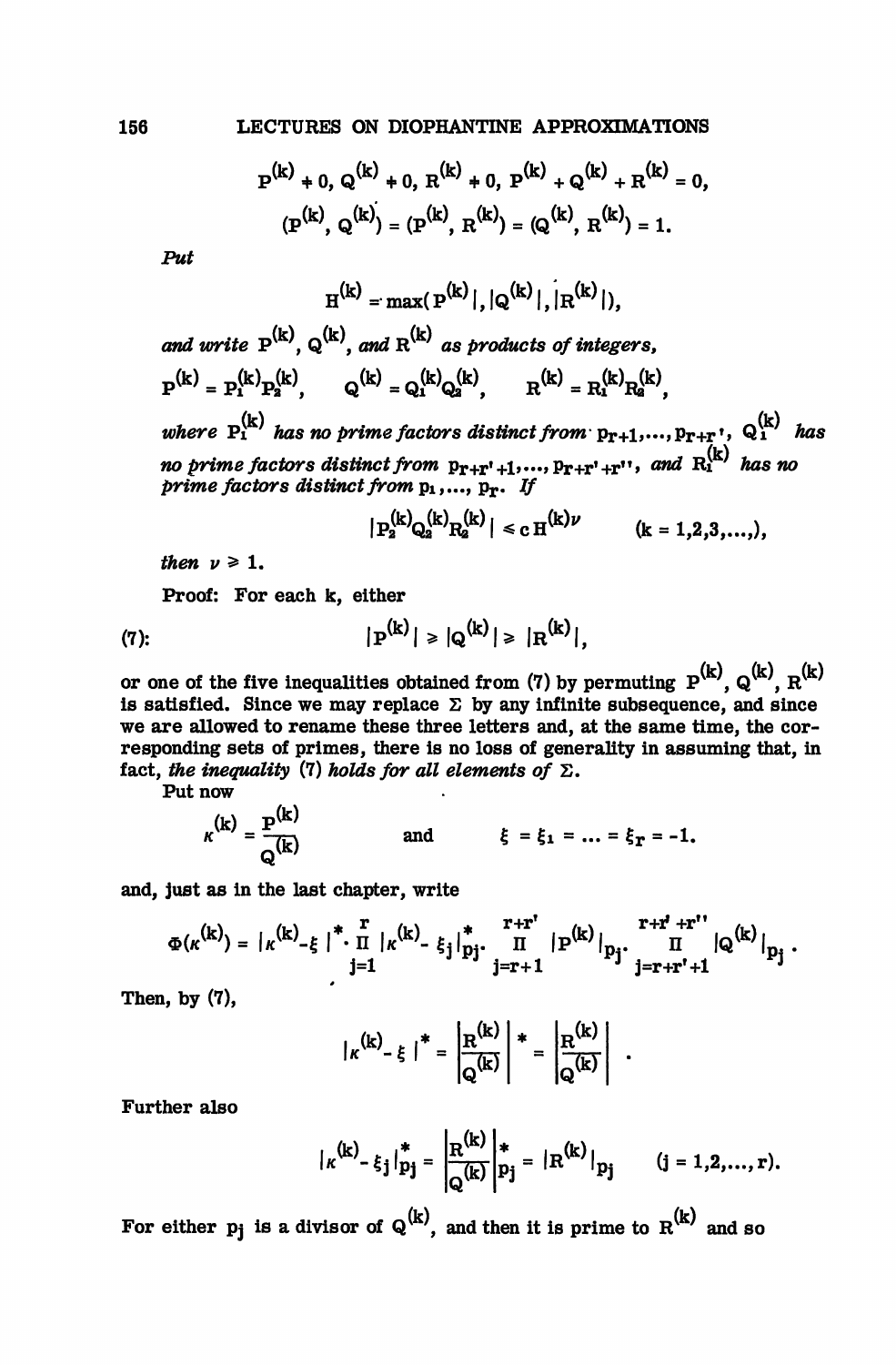$$P^{(k)} \neq 0,\ Q^{(k)} \neq 0,\ R^{(k)} \neq 0,\ P^{(k)} + Q^{(k)} + R^{(k)} = 0,$$

$$(P^{(k)}, Q^{(k)}) = (P^{(k)}, R^{(k)}) = (Q^{(k)}, R^{(k)}) = 1.$$

*Put*

$$H^{(k)} = \max(|P^{(k)}|, |Q^{(k)}|, |R^{(k)}|),$$

*and write* $P^{(k)}$, $Q^{(k)}$, *and* $R^{(k)}$ *as products of integers,*

$$P^{(k)} = P_1^{(k)} P_2^{(k)}, \qquad Q^{(k)} = Q_1^{(k)} Q_2^{(k)}, \qquad R^{(k)} = R_1^{(k)} R_2^{(k)},$$

*where* $P_1^{(k)}$ *has no prime factors distinct from* $p_{r+1}, \ldots, p_{r+r'}$, $Q_1^{(k)}$ *has no prime factors distinct from* $p_{r+r'+1}, \ldots, p_{r+r'+r''}$, *and* $R_1^{(k)}$ *has no prime factors distinct from* $p_1, \ldots, p_r$. *If*

$$|P_2^{(k)} Q_2^{(k)} R_2^{(k)}| \leqslant c\, H^{(k)\nu} \qquad (k = 1,2,3,\ldots,),$$

*then* $\nu \geqslant 1$.

Proof: For each k, either

$$(7): \qquad |P^{(k)}| \geqslant |Q^{(k)}| \geqslant |R^{(k)}|,$$

or one of the five inequalities obtained from (7) by permuting $P^{(k)}$, $Q^{(k)}$, $R^{(k)}$ is satisfied. Since we may replace $\Sigma$ by any infinite subsequence, and since we are allowed to rename these three letters and, at the same time, the corresponding sets of primes, there is no loss of generality in assuming that, in fact, *the inequality* (7) *holds for all elements of* $\Sigma$.

Put now

$$\kappa^{(k)} = \frac{P^{(k)}}{Q^{(k)}} \qquad \text{and} \qquad \xi = \xi_1 = \ldots = \xi_r = -1.$$

and, just as in the last chapter, write

$$\Phi(\kappa^{(k)}) = |\kappa^{(k)} - \xi|^* \cdot \prod_{j=1}^{r} |\kappa^{(k)} - \xi_j|^*_{p_j} \cdot \prod_{j=r+1}^{r+r'} |P^{(k)}|_{p_j} \cdot \prod_{j=r+r'+1}^{r+r'+r''} |Q^{(k)}|_{p_j}.$$

Then, by (7),

$$|\kappa^{(k)} - \xi|^* = \left|\frac{R^{(k)}}{Q^{(k)}}\right|^* = \left|\frac{R^{(k)}}{Q^{(k)}}\right|.$$

Further also

$$|\kappa^{(k)} - \xi_j|^*_{p_j} = \left|\frac{R^{(k)}}{Q^{(k)}}\right|^*_{p_j} = |R^{(k)}|_{p_j} \qquad (j = 1,2,\ldots,r).$$

For either $p_j$ is a divisor of $Q^{(k)}$, and then it is prime to $R^{(k)}$ and so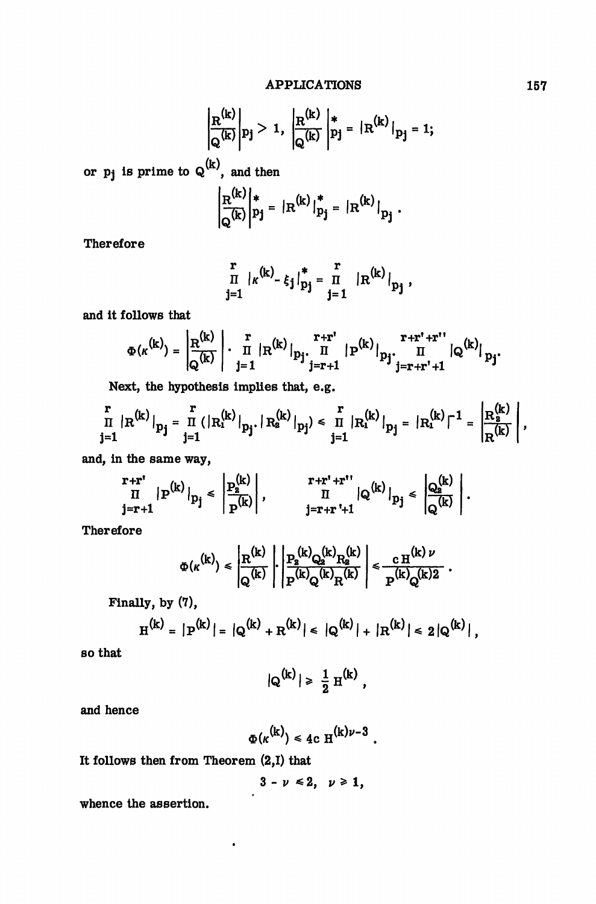$$\left|\frac{R^{(k)}}{Q^{(k)}}\right|_{p_j} > 1, \quad \left|\frac{R^{(k)}}{Q^{(k)}}\right|^*_{p_j} = |R^{(k)}|_{p_j} = 1;$$

or $p_j$ is prime to $Q^{(k)}$, and then

$$\left|\frac{R^{(k)}}{Q^{(k)}}\right|^*_{p_j} = |R^{(k)}|^*_{p_j} = |R^{(k)}|_{p_j}.$$

Therefore

$$\prod_{j=1}^{r} |\kappa^{(k)} - \xi_j|^*_{p_j} = \prod_{j=1}^{r} |R^{(k)}|_{p_j},$$

and it follows that

$$\Phi(\kappa^{(k)}) = \left|\frac{R^{(k)}}{Q^{(k)}}\right| \cdot \prod_{j=1}^{r} |R^{(k)}|_{p_j} \cdot \prod_{j=r+1}^{r+r'} |P^{(k)}|_{p_j} \cdot \prod_{j=r+r'+1}^{r+r'+r''} |Q^{(k)}|_{p_j}.$$

Next, the hypothesis implies that, e.g.

$$\prod_{j=1}^{r} |R^{(k)}|_{p_j} = \prod_{j=1}^{r} (|R_1^{(k)}|_{p_j} \cdot |R_2^{(k)}|_{p_j}) \leq \prod_{j=1}^{r} |R_1^{(k)}|_{p_j} = |R_1^{(k)}|^{-1} = \left|\frac{R_2^{(k)}}{R^{(k)}}\right|,$$

and, in the same way,

$$\prod_{j=r+1}^{r+r'} |P^{(k)}|_{p_j} \leq \left|\frac{P_2^{(k)}}{P^{(k)}}\right|, \qquad \prod_{j=r+r'+1}^{r+r'+r''} |Q^{(k)}|_{p_j} \leq \left|\frac{Q_2^{(k)}}{Q^{(k)}}\right|.$$

Therefore

$$\Phi(\kappa^{(k)}) \leq \left|\frac{R^{(k)}}{Q^{(k)}}\right| \cdot \left|\frac{P_2^{(k)} Q_2^{(k)} R_2^{(k)}}{P^{(k)} Q^{(k)} R^{(k)}}\right| \leq \frac{c\, H^{(k)\nu}}{P^{(k)} Q^{(k)2}}.$$

Finally, by (7),

$$H^{(k)} = |P^{(k)}| = |Q^{(k)} + R^{(k)}| \leq |Q^{(k)}| + |R^{(k)}| \leq 2|Q^{(k)}|,$$

so that

$$|Q^{(k)}| \geq \frac{1}{2} H^{(k)},$$

and hence

$$\Phi(\kappa^{(k)}) \leq 4c\, H^{(k)\nu - 3}.$$

It follows then from Theorem (2,I) that

$$3 - \nu \leq 2, \quad \nu \geq 1,$$

whence the assertion.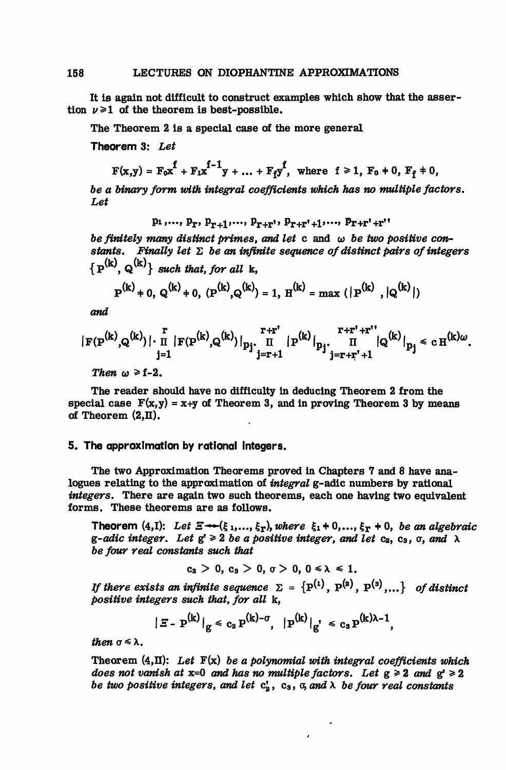It is again not difficult to construct examples which show that the assertion $\nu \geq 1$ of the theorem is best-possible.

The Theorem 2 is a special case of the more general

**Theorem 3:** *Let*

$$F(x,y) = F_0x^f + F_1x^{f-1}y + \dots + F_fy^f, \text{ where } f \geq 1, F_0 \neq 0, F_f \neq 0,$$

*be a binary form with integral coefficients which has no multiple factors. Let*

$$p_1, \dots, p_r, p_{r+1}, \dots, p_{r+r'}, p_{r+r'+1}, \dots, p_{r+r'+r''}$$

*be finitely many distinct primes, and let* c *and* $\omega$ *be two positive constants. Finally let* $\Sigma$ *be an infinite sequence of distinct pairs of integers* $\{P^{(k)}, Q^{(k)}\}$ *such that, for all* k,

$$P^{(k)} \neq 0,\ Q^{(k)} \neq 0,\ (P^{(k)},Q^{(k)}) = 1,\ H^{(k)} = \max(|P^{(k)}|, |Q^{(k)}|)$$

*and*

$$|F(P^{(k)},Q^{(k)})| \cdot \prod_{j=1}^{r} |F(P^{(k)},Q^{(k)})|_{p_j} \cdot \prod_{j=r+1}^{r+r'} |P^{(k)}|_{p_j} \cdot \prod_{j=r+r'+1}^{r+r'+r''} |Q^{(k)}|_{p_j} \leq c\,H^{(k)\omega}.$$

*Then* $\omega \geq f-2$.

The reader should have no difficulty in deducing Theorem 2 from the special case $F(x,y) = x+y$ of Theorem 3, and in proving Theorem 3 by means of Theorem (2,II).

## 5. The approximation by rational integers.

The two Approximation Theorems proved in Chapters 7 and 8 have analogues relating to the approximation of *integral* g-adic numbers by rational *integers*. There are again two such theorems, each one having two equivalent forms. These theorems are as follows.

**Theorem (4,I):** *Let* $\Xi \leftrightarrow (\xi_1, \dots, \xi_r)$, *where* $\xi_1 \neq 0, \dots, \xi_r \neq 0$, *be an algebraic g-adic integer. Let* $g' \geq 2$ *be a positive integer, and let* $c_2$, $c_3$, $\sigma$, *and* $\lambda$ *be four real constants such that*

$$c_2 > 0,\ c_3 > 0,\ \sigma > 0,\ 0 \leq \lambda \leq 1.$$

*If there exists an infinite sequence* $\Sigma = \{P^{(1)}, P^{(2)}, P^{(3)}, \dots\}$ *of distinct positive integers such that, for all* k,

$$|\Xi - P^{(k)}|_g \leq c_2\, P^{(k)-\sigma},\quad |P^{(k)}|_{g'} \leq c_3\, P^{(k)\lambda-1},$$

*then* $\sigma \leq \lambda$.

Theorem (4,II): *Let* $F(x)$ *be a polynomial with integral coefficients which does not vanish at* x=0 *and has no multiple factors. Let* $g \geq 2$ *and* $g' \geq 2$ *be two positive integers, and let* $c_2'$, $c_3$, $\sigma$, *and* $\lambda$ *be four real constants*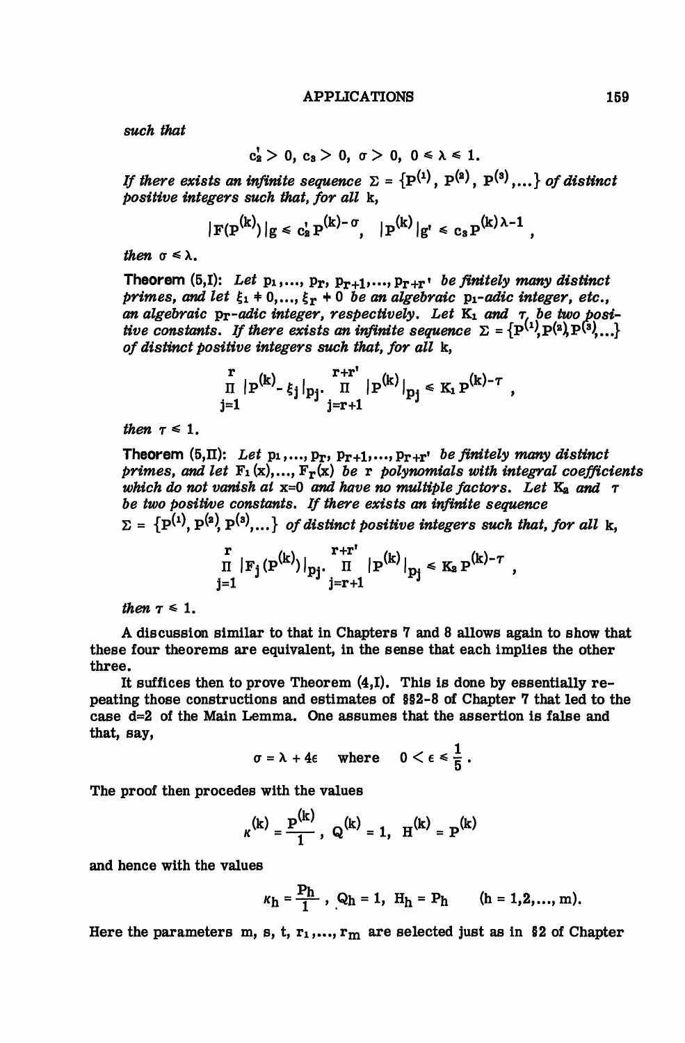*such that*

$$c_2' > 0,\ c_3 > 0,\ \sigma > 0,\ 0 \leq \lambda \leq 1.$$

*If there exists an infinite sequence* $\Sigma = \{P^{(1)}, P^{(2)}, P^{(3)}, \ldots\}$ *of distinct positive integers such that, for all* k,

$$|F(P^{(k)})|_g \leq c_2' P^{(k)-\sigma}, \quad |P^{(k)}|_{g'} \leq c_3 P^{(k)\lambda-1},$$

*then* $\sigma \leq \lambda$.

**Theorem (5,I):** *Let* $p_1, \ldots, p_r, p_{r+1}, \ldots, p_{r+r'}$ *be finitely many distinct primes, and let* $\xi_1 \neq 0, \ldots, \xi_r \neq 0$ *be an algebraic* $p_1$*-adic integer, etc., an algebraic* $p_r$*-adic integer, respectively. Let* $K_1$ *and* $\tau$ *be two positive constants. If there exists an infinite sequence* $\Sigma = \{P^{(1)}, P^{(2)}, P^{(3)}, \ldots\}$ *of distinct positive integers such that, for all* k,

$$\prod_{j=1}^{r} |P^{(k)} - \xi_j|_{p_j} \cdot \prod_{j=r+1}^{r+r'} |P^{(k)}|_{p_j} \leq K_1 P^{(k)-\tau},$$

*then* $\tau \leq 1$.

**Theorem (5,II):** *Let* $p_1, \ldots, p_r, p_{r+1}, \ldots, p_{r+r'}$ *be finitely many distinct primes, and let* $F_1(x), \ldots, F_r(x)$ *be* r *polynomials with integral coefficients which do not vanish at* x=0 *and have no multiple factors. Let* $K_2$ *and* $\tau$ *be two positive constants. If there exists an infinite sequence* $\Sigma = \{P^{(1)}, P^{(2)}, P^{(3)}, \ldots\}$ *of distinct positive integers such that, for all* k,

$$\prod_{j=1}^{r} |F_j(P^{(k)})|_{p_j} \cdot \prod_{j=r+1}^{r+r'} |P^{(k)}|_{p_j} \leq K_2 P^{(k)-\tau},$$

*then* $\tau \leq 1$.

A discussion similar to that in Chapters 7 and 8 allows again to show that these four theorems are equivalent, in the sense that each implies the other three.

It suffices then to prove Theorem (4,I). This is done by essentially repeating those constructions and estimates of §§2-8 of Chapter 7 that led to the case d=2 of the Main Lemma. One assumes that the assertion is false and that, say,

$$\sigma = \lambda + 4\epsilon \quad \text{where} \quad 0 < \epsilon \leq \frac{1}{5}.$$

The proof then procedes with the values

$$\kappa^{(k)} = \frac{P^{(k)}}{1},\ Q^{(k)} = 1,\ H^{(k)} = P^{(k)}$$

and hence with the values

$$\kappa_h = \frac{P_h}{1},\ Q_h = 1,\ H_h = P_h \qquad (h = 1, 2, \ldots, m).$$

Here the parameters m, s, t, $r_1, \ldots, r_m$ are selected just as in §2 of Chapter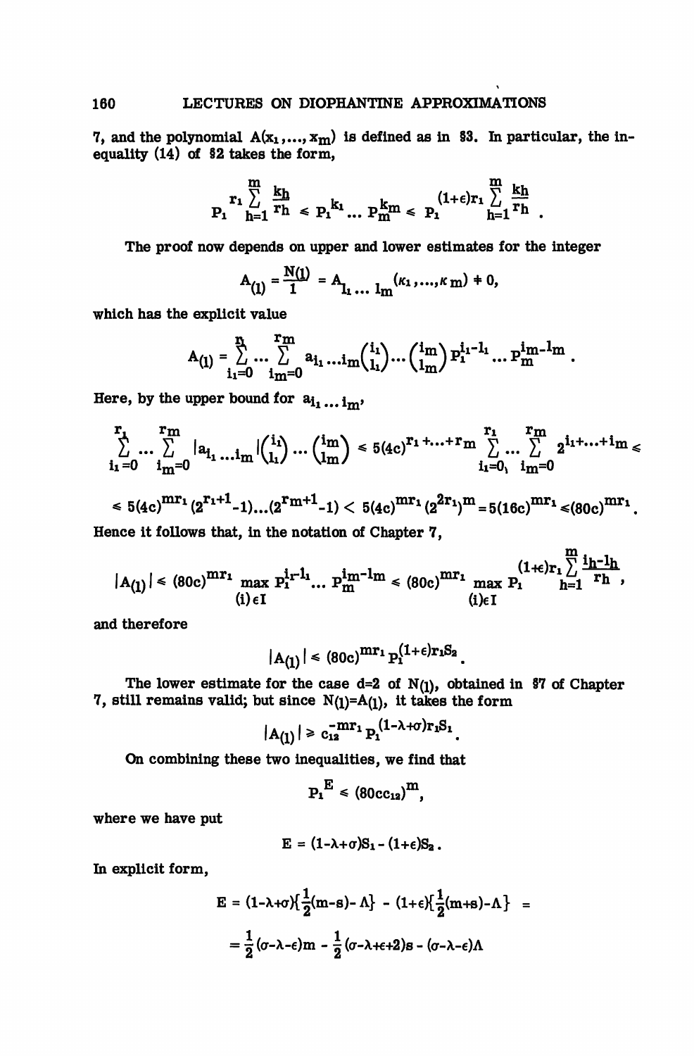7, and the polynomial $A(x_1,\dots,x_m)$ is defined as in §3. In particular, the inequality (14) of §2 takes the form,

$$P_1^{r_1 \sum_{h=1}^{m} \frac{k_h}{r_h}} \leqslant P_1^{k_1} \dots P_m^{k_m} \leqslant P_1^{(1+\epsilon) r_1 \sum_{h=1}^{m} \frac{k_h}{r_h}}.$$

The proof now depends on upper and lower estimates for the integer

$$A_{(1)} = \frac{N(1)}{1} = A_{l_1 \dots l_m}(\kappa_1,\dots,\kappa_m) \neq 0,$$

which has the explicit value

$$A_{(1)} = \sum_{i_1=0}^{r_1} \dots \sum_{i_m=0}^{r_m} a_{i_1 \dots i_m} \binom{i_1}{l_1} \dots \binom{i_m}{l_m} P_1^{i_1 - l_1} \dots P_m^{i_m - l_m}.$$

Here, by the upper bound for $a_{i_1 \dots i_m}$,

$$\sum_{i_1=0}^{r_1} \dots \sum_{i_m=0}^{r_m} |a_{i_1 \dots i_m}| \binom{i_1}{l_1} \dots \binom{i_m}{l_m} \leqslant 5(4c)^{r_1+\dots+r_m} \sum_{i_1=0}^{r_1} \dots \sum_{i_m=0}^{r_m} 2^{i_1+\dots+i_m} \leqslant$$

$$\leqslant 5(4c)^{mr_1}(2^{r_1+1}-1)\dots(2^{r_m+1}-1) < 5(4c)^{mr_1}(2^{2r_1})^m = 5(16c)^{mr_1} \leqslant (80c)^{mr_1}.$$

Hence it follows that, in the notation of Chapter 7,

$$|A_{(1)}| \leqslant (80c)^{mr_1} \max_{(i)\in I} P_1^{i_1-l_1} \dots P_m^{i_m-l_m} \leqslant (80c)^{mr_1} \max_{(i)\in I} P_1^{(1+\epsilon) r_1 \sum_{h=1}^{m} \frac{i_h - l_h}{r_h}},$$

and therefore

$$|A_{(1)}| \leqslant (80c)^{mr_1} P_1^{(1+\epsilon) r_1 S_2}.$$

The lower estimate for the case $d=2$ of $N(1)$, obtained in §7 of Chapter 7, still remains valid; but since $N(1)=A_{(1)}$, it takes the form

$$|A_{(1)}| \geqslant c_{12}^{-mr_1} P_1^{(1-\lambda+\sigma) r_1 S_1}.$$

On combining these two inequalities, we find that

$$P_1^{E} \leqslant (80cc_{12})^m,$$

where we have put

$$E = (1-\lambda+\sigma)S_1 - (1+\epsilon)S_2.$$

In explicit form,

$$E = (1-\lambda+\sigma)\{\tfrac{1}{2}(m-s) - \Lambda\} - (1+\epsilon)\{\tfrac{1}{2}(m+s) - \Lambda\} =$$

$$= \frac{1}{2}(\sigma-\lambda-\epsilon)m - \frac{1}{2}(\sigma-\lambda+\epsilon+2)s - (\sigma-\lambda-\epsilon)\Lambda$$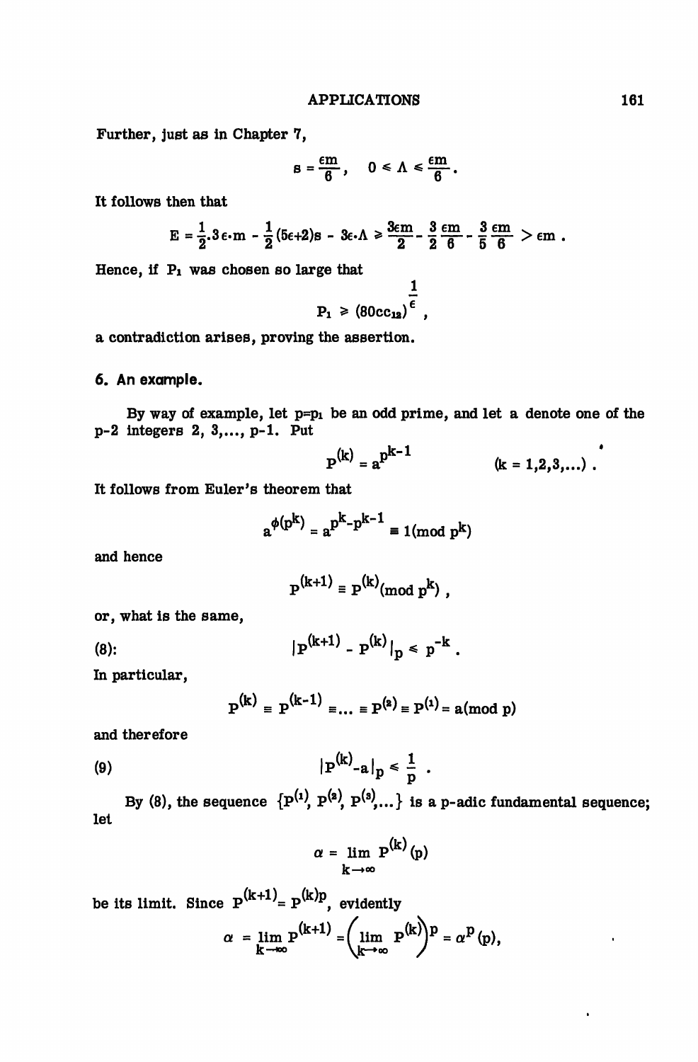Further, just as in Chapter 7,

$$s = \frac{\epsilon m}{6}, \quad 0 \leqslant \Lambda \leqslant \frac{\epsilon m}{6}.$$

It follows then that

$$E = \frac{1}{2}.3\epsilon.m - \frac{1}{2}(5\epsilon+2)s - 3\epsilon.\Lambda \geqslant \frac{3\epsilon m}{2} - \frac{3}{2}\frac{\epsilon m}{6} - \frac{3}{5}\frac{\epsilon m}{6} > \epsilon m .$$

Hence, if $P_1$ was chosen so large that

$$P_1 \geqslant (80cc_{12})^{\frac{1}{\epsilon}},$$

a contradiction arises, proving the assertion.

### 6. An example.

By way of example, let $p = p_1$ be an odd prime, and let a denote one of the p-2 integers 2, 3,..., p-1. Put

$$P^{(k)} = a^{p^{k-1}} \qquad (k = 1,2,3,\ldots) .$$

It follows from Euler's theorem that

$$a^{\phi(p^k)} = a^{p^k - p^{k-1}} \equiv 1 (\text{mod } p^k)$$

and hence

$$P^{(k+1)} \equiv P^{(k)} (\text{mod } p^k) ,$$

or, what is the same,

$$(8): \qquad |P^{(k+1)} - P^{(k)}|_p \leqslant p^{-k} .$$

In particular,

$$P^{(k)} \equiv P^{(k-1)} \equiv \ldots \equiv P^{(2)} \equiv P^{(1)} = a (\text{mod } p)$$

and therefore

$$(9) \qquad |P^{(k)} - a|_p \leqslant \frac{1}{p} .$$

By (8), the sequence $\{P^{(1)}, P^{(2)}, P^{(3)}, \ldots\}$ is a p-adic fundamental sequence; let

$$\alpha = \lim_{k\to\infty} P^{(k)} (p)$$

be its limit. Since $P^{(k+1)} = P^{(k)p}$, evidently

$$\alpha = \lim_{k\to\infty} P^{(k+1)} = \left(\lim_{k\to\infty} P^{(k)}\right)^p = \alpha^p (p),$$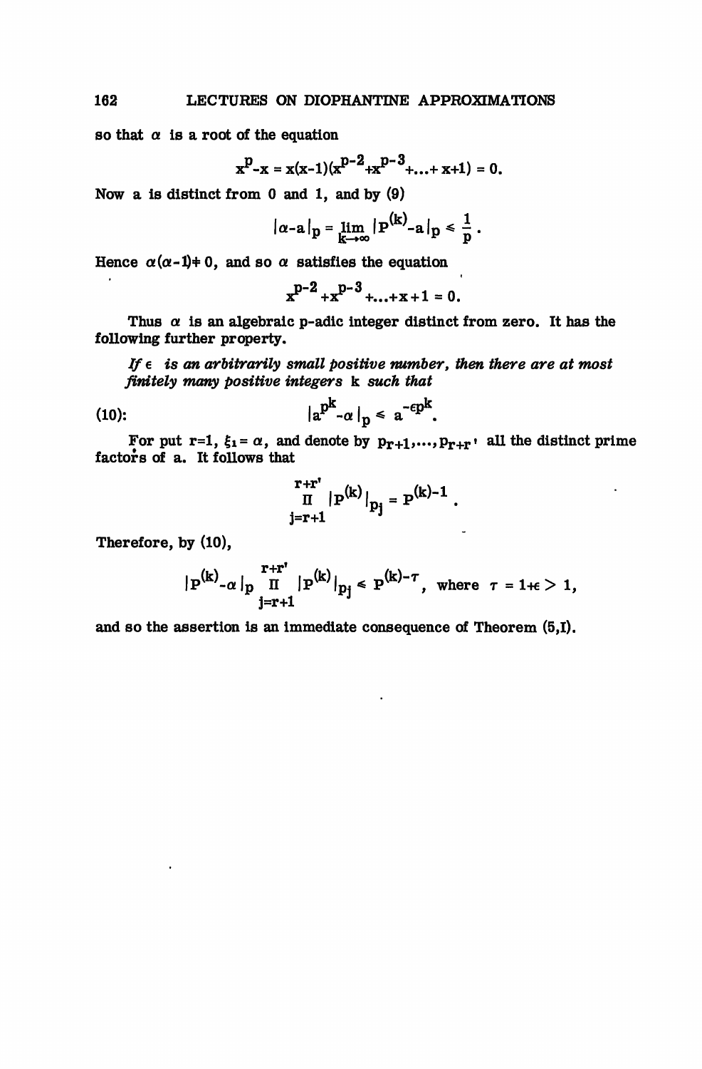so that $\alpha$ is a root of the equation

$$x^p - x = x(x-1)(x^{p-2}+x^{p-3}+\ldots+x+1) = 0.$$

Now a is distinct from 0 and 1, and by (9)

$$|\alpha - a|_p = \lim_{k\to\infty} |P^{(k)} - a|_p \leq \frac{1}{p}.$$

Hence $\alpha(\alpha-1) \neq 0$, and so $\alpha$ satisfies the equation

$$x^{p-2} + x^{p-3} + \ldots + x + 1 = 0.$$

Thus $\alpha$ is an algebraic p-adic integer distinct from zero. It has the following further property.

*If $\epsilon$ is an arbitrarily small positive number, then there are at most finitely many positive integers* k *such that*

$$(10): \qquad |a^{p^k} - \alpha|_p \leq a^{-\epsilon p^k}.$$

For put $r=1$, $\xi_1 = \alpha$, and denote by $p_{r+1}, \ldots, p_{r+r'}$ all the distinct prime factors of a. It follows that

$$\prod_{j=r+1}^{r+r'} |P^{(k)}|_{p_j} = P^{(k)-1}.$$

Therefore, by (10),

$$|P^{(k)} - \alpha|_p \prod_{j=r+1}^{r+r'} |P^{(k)}|_{p_j} \leq P^{(k)-\tau}, \text{ where } \tau = 1+\epsilon > 1,$$

and so the assertion is an immediate consequence of Theorem (5,I).